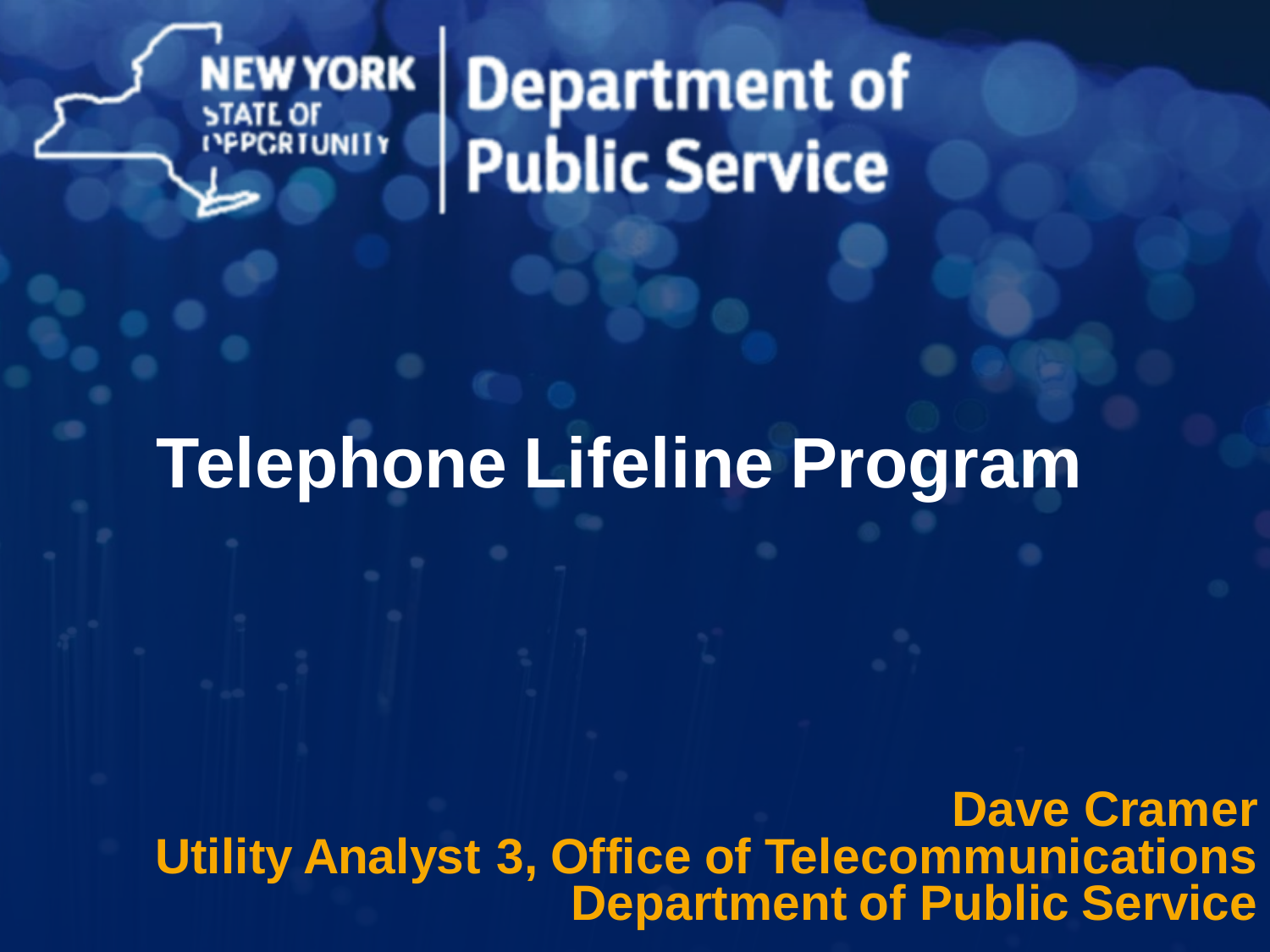NEW YORK STATE OF OPPORTUNITY | Department of Public Service

# Telephone Lifeline Program

**Dave Cramer**
**Utility Analyst 3, Office of Telecommunications**
**Department of Public Service**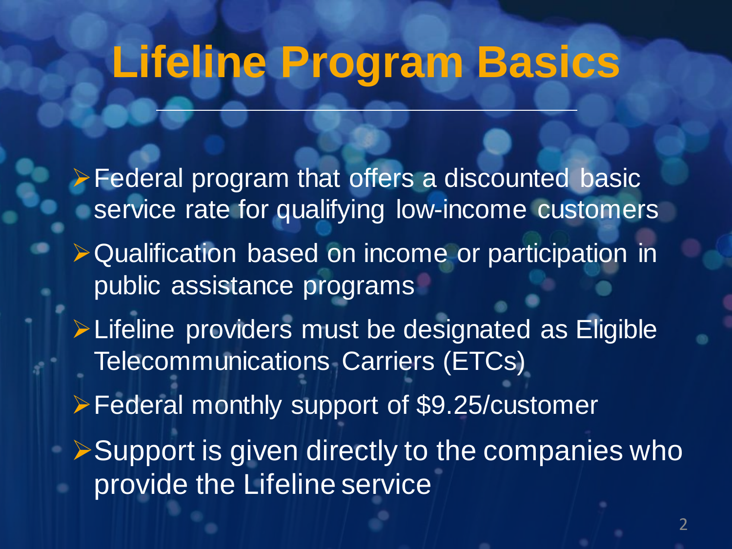# Lifeline Program Basics

- Federal program that offers a discounted basic service rate for qualifying low-income customers
- Qualification based on income or participation in public assistance programs
- Lifeline providers must be designated as Eligible Telecommunications Carriers (ETCs)
- Federal monthly support of $9.25/customer
- Support is given directly to the companies who provide the Lifeline service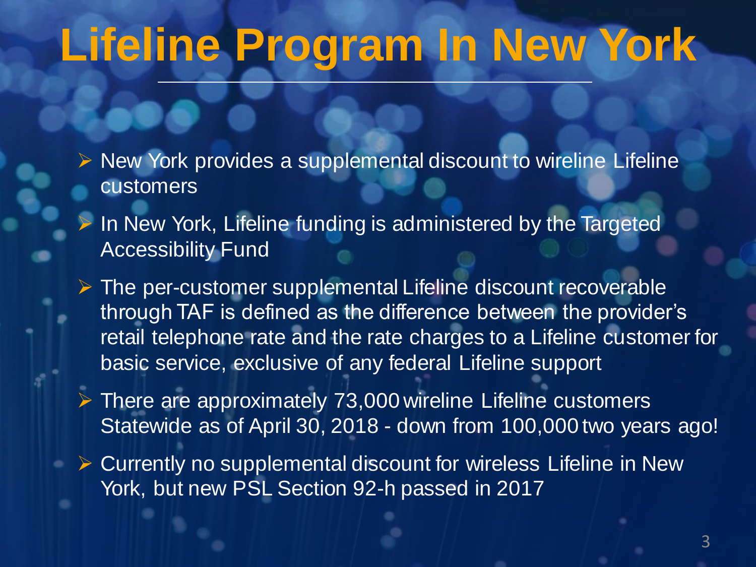# Lifeline Program In New York

- New York provides a supplemental discount to wireline Lifeline customers
- In New York, Lifeline funding is administered by the Targeted Accessibility Fund
- The per-customer supplemental Lifeline discount recoverable through TAF is defined as the difference between the provider's retail telephone rate and the rate charges to a Lifeline customer for basic service, exclusive of any federal Lifeline support
- There are approximately 73,000 wireline Lifeline customers Statewide as of April 30, 2018 - down from 100,000 two years ago!
- Currently no supplemental discount for wireless Lifeline in New York, but new PSL Section 92-h passed in 2017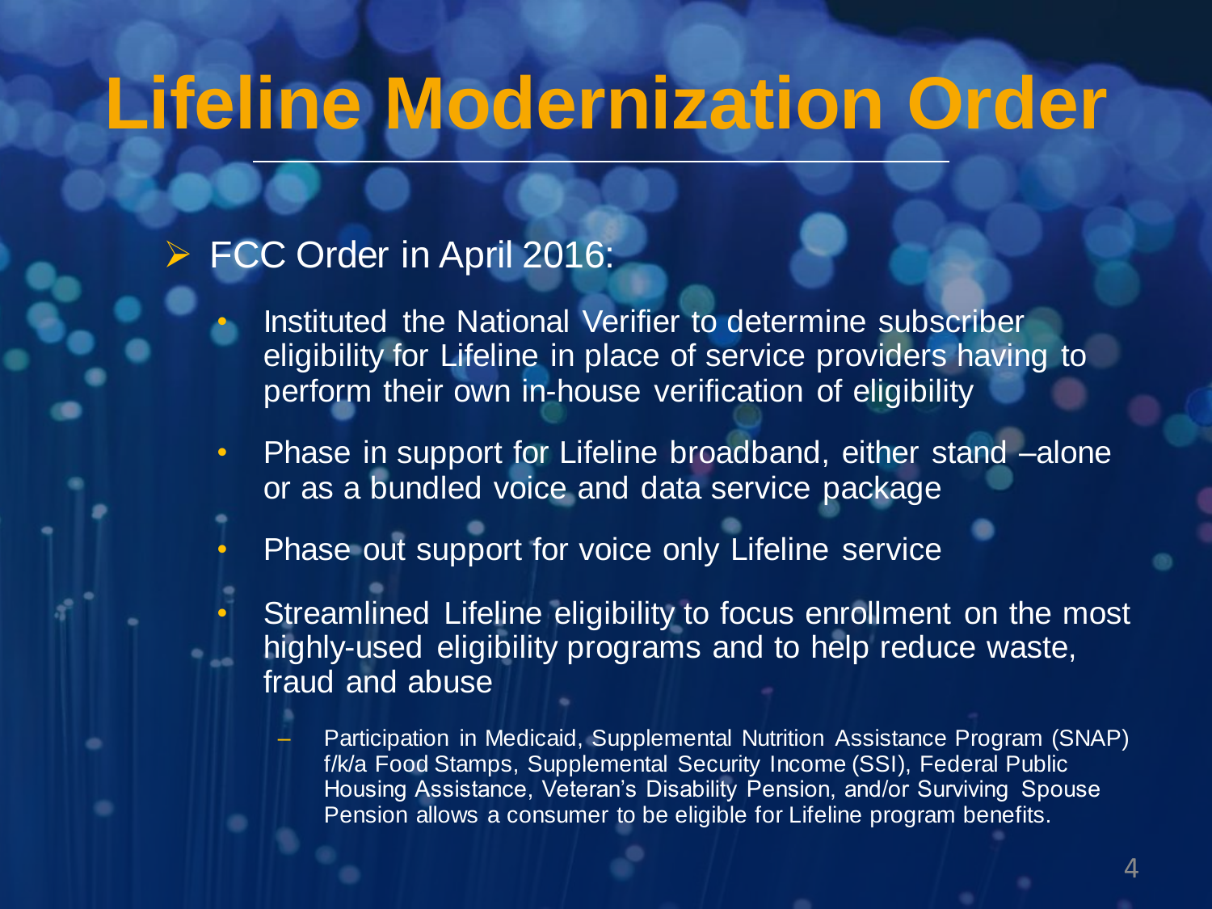# Lifeline Modernization Order

- FCC Order in April 2016:
  - Instituted the National Verifier to determine subscriber eligibility for Lifeline in place of service providers having to perform their own in-house verification of eligibility
  - Phase in support for Lifeline broadband, either stand –alone or as a bundled voice and data service package
  - Phase out support for voice only Lifeline service
  - Streamlined Lifeline eligibility to focus enrollment on the most highly-used eligibility programs and to help reduce waste, fraud and abuse
    - Participation in Medicaid, Supplemental Nutrition Assistance Program (SNAP) f/k/a Food Stamps, Supplemental Security Income (SSI), Federal Public Housing Assistance, Veteran's Disability Pension, and/or Surviving Spouse Pension allows a consumer to be eligible for Lifeline program benefits.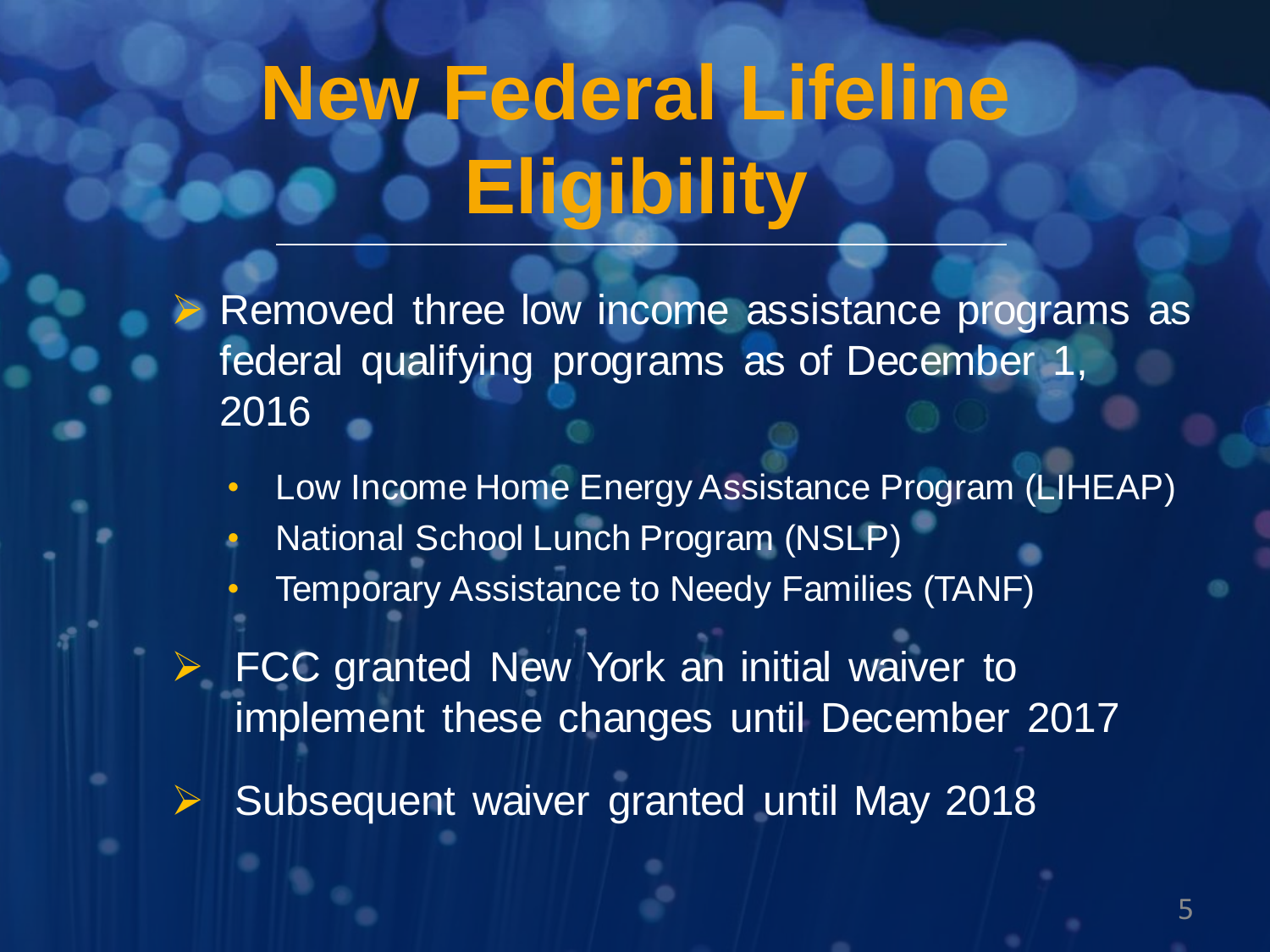# New Federal Lifeline Eligibility

- Removed three low income assistance programs as federal qualifying programs as of December 1, 2016
  - Low Income Home Energy Assistance Program (LIHEAP)
  - National School Lunch Program (NSLP)
  - Temporary Assistance to Needy Families (TANF)
- FCC granted New York an initial waiver to implement these changes until December 2017
- Subsequent waiver granted until May 2018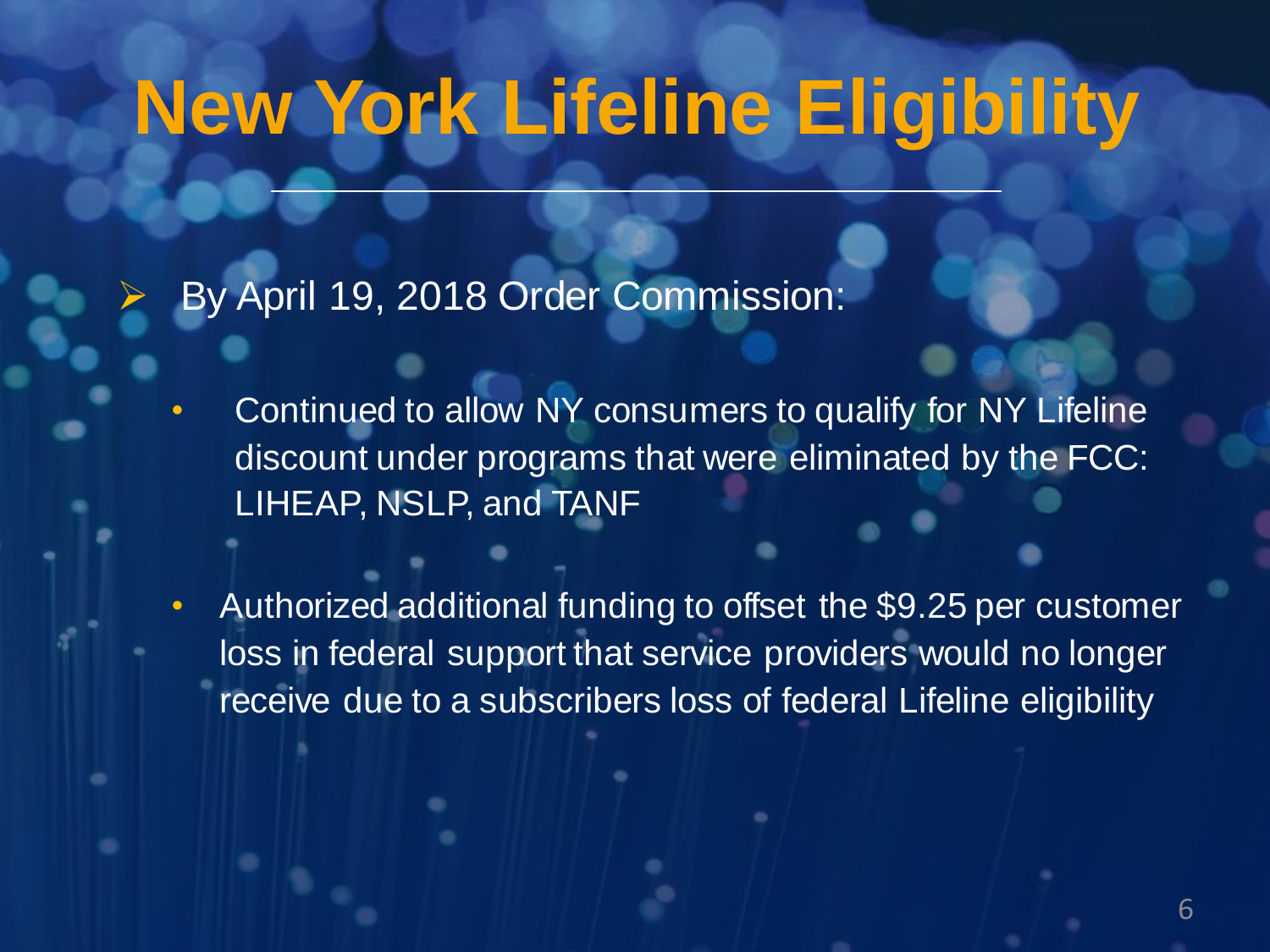# New York Lifeline Eligibility

- By April 19, 2018 Order Commission:
  - Continued to allow NY consumers to qualify for NY Lifeline discount under programs that were eliminated by the FCC: LIHEAP, NSLP, and TANF
  - Authorized additional funding to offset the $9.25 per customer loss in federal support that service providers would no longer receive due to a subscribers loss of federal Lifeline eligibility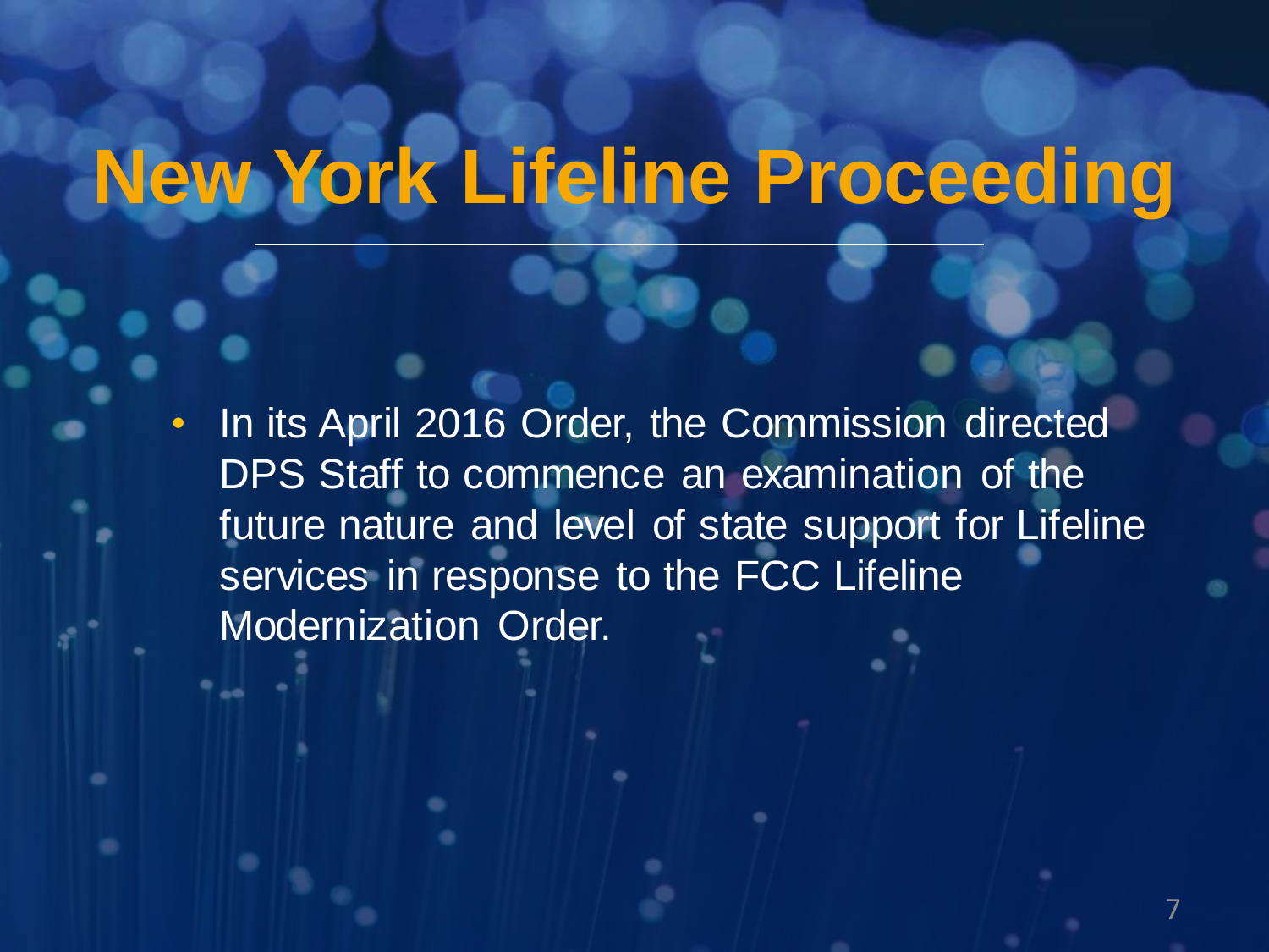# New York Lifeline Proceeding

- In its April 2016 Order, the Commission directed DPS Staff to commence an examination of the future nature and level of state support for Lifeline services in response to the FCC Lifeline Modernization Order.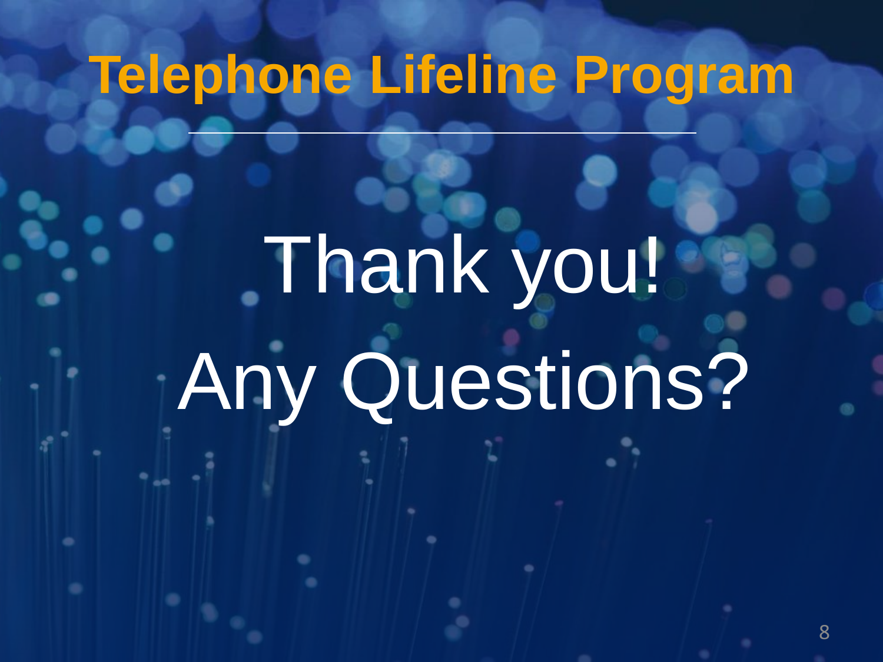# Telephone Lifeline Program

Thank you!

Any Questions?